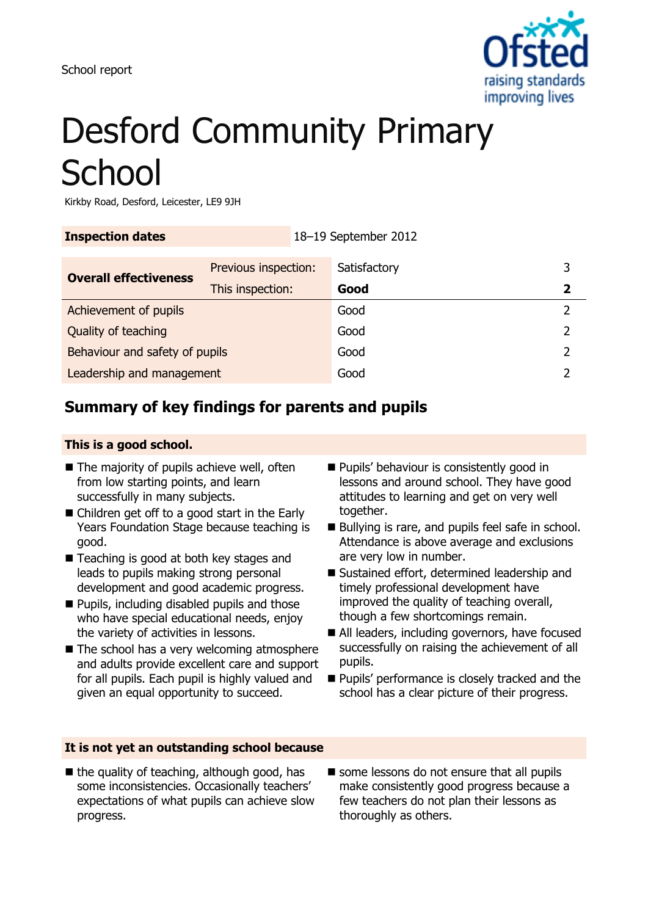School report

# Desford Community Primary School

Kirkby Road, Desford, Leicester, LE9 9JH

| **Inspection dates** | | 18–19 September 2012 | |
|---|---|---|---|
| **Overall effectiveness** | Previous inspection: | Satisfactory | 3 |
| | This inspection: | **Good** | **2** |
| Achievement of pupils | | Good | 2 |
| Quality of teaching | | Good | 2 |
| Behaviour and safety of pupils | | Good | 2 |
| Leadership and management | | Good | 2 |

## Summary of key findings for parents and pupils

**This is a good school.**

- The majority of pupils achieve well, often from low starting points, and learn successfully in many subjects.
- Children get off to a good start in the Early Years Foundation Stage because teaching is good.
- Teaching is good at both key stages and leads to pupils making strong personal development and good academic progress.
- Pupils, including disabled pupils and those who have special educational needs, enjoy the variety of activities in lessons.
- The school has a very welcoming atmosphere and adults provide excellent care and support for all pupils. Each pupil is highly valued and given an equal opportunity to succeed.
- Pupils' behaviour is consistently good in lessons and around school. They have good attitudes to learning and get on very well together.
- Bullying is rare, and pupils feel safe in school. Attendance is above average and exclusions are very low in number.
- Sustained effort, determined leadership and timely professional development have improved the quality of teaching overall, though a few shortcomings remain.
- All leaders, including governors, have focused successfully on raising the achievement of all pupils.
- Pupils' performance is closely tracked and the school has a clear picture of their progress.

**It is not yet an outstanding school because**

- the quality of teaching, although good, has some inconsistencies. Occasionally teachers' expectations of what pupils can achieve slow progress.
- some lessons do not ensure that all pupils make consistently good progress because a few teachers do not plan their lessons as thoroughly as others.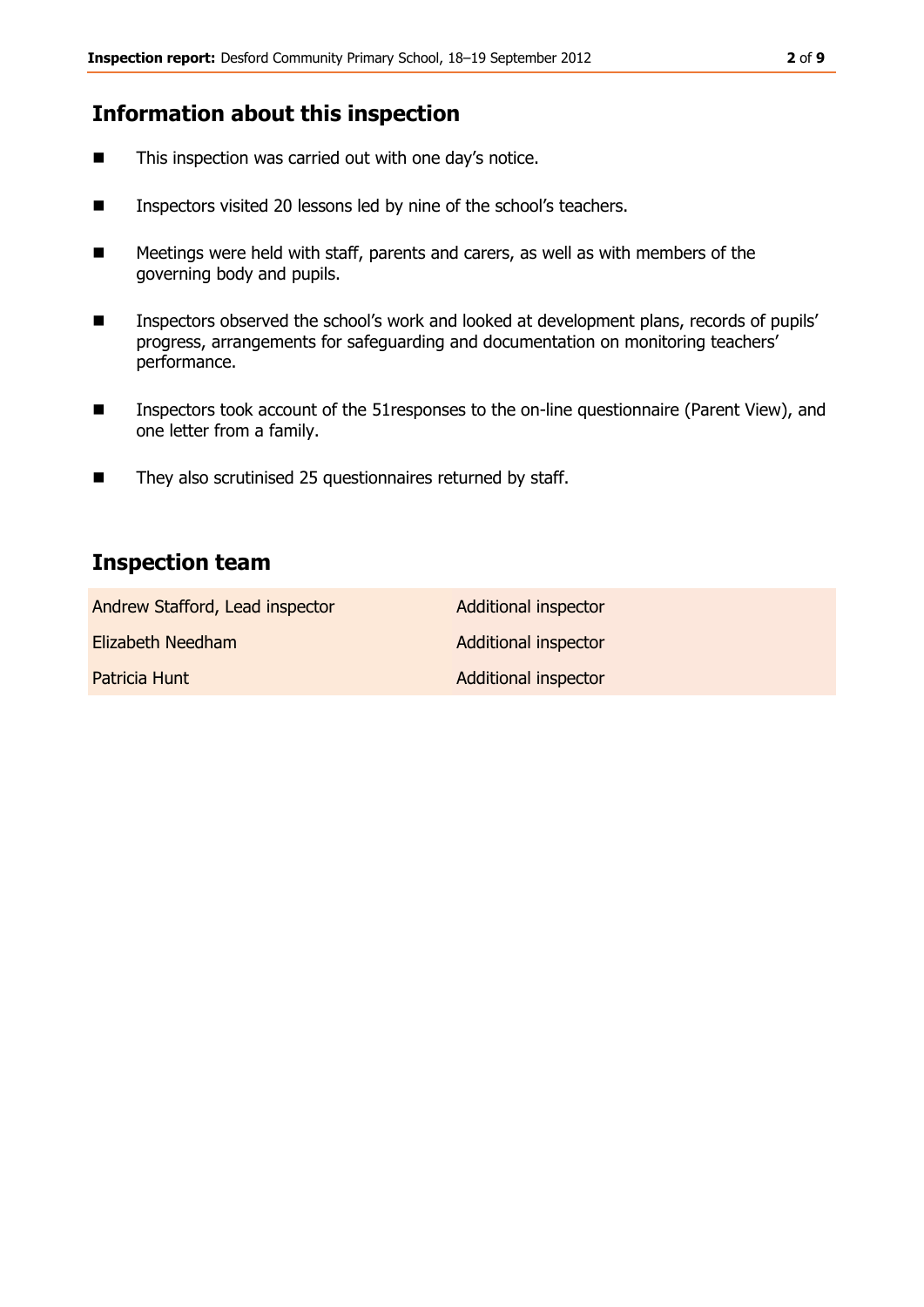## Information about this inspection

- This inspection was carried out with one day's notice.
- Inspectors visited 20 lessons led by nine of the school's teachers.
- Meetings were held with staff, parents and carers, as well as with members of the governing body and pupils.
- Inspectors observed the school's work and looked at development plans, records of pupils' progress, arrangements for safeguarding and documentation on monitoring teachers' performance.
- Inspectors took account of the 51responses to the on-line questionnaire (Parent View), and one letter from a family.
- They also scrutinised 25 questionnaires returned by staff.

## Inspection team

| | |
|---|---|
| Andrew Stafford, Lead inspector | Additional inspector |
| Elizabeth Needham | Additional inspector |
| Patricia Hunt | Additional inspector |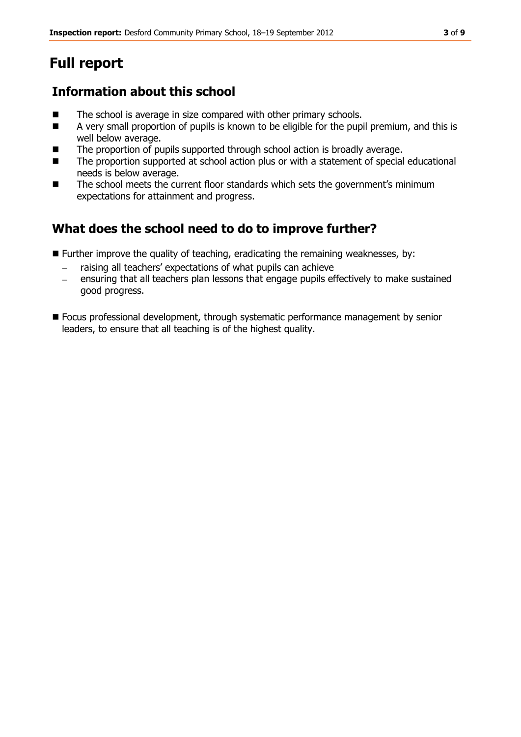# Full report

## Information about this school

- The school is average in size compared with other primary schools.
- A very small proportion of pupils is known to be eligible for the pupil premium, and this is well below average.
- The proportion of pupils supported through school action is broadly average.
- The proportion supported at school action plus or with a statement of special educational needs is below average.
- The school meets the current floor standards which sets the government's minimum expectations for attainment and progress.

## What does the school need to do to improve further?

- Further improve the quality of teaching, eradicating the remaining weaknesses, by:
  - raising all teachers' expectations of what pupils can achieve
  - ensuring that all teachers plan lessons that engage pupils effectively to make sustained good progress.
- Focus professional development, through systematic performance management by senior leaders, to ensure that all teaching is of the highest quality.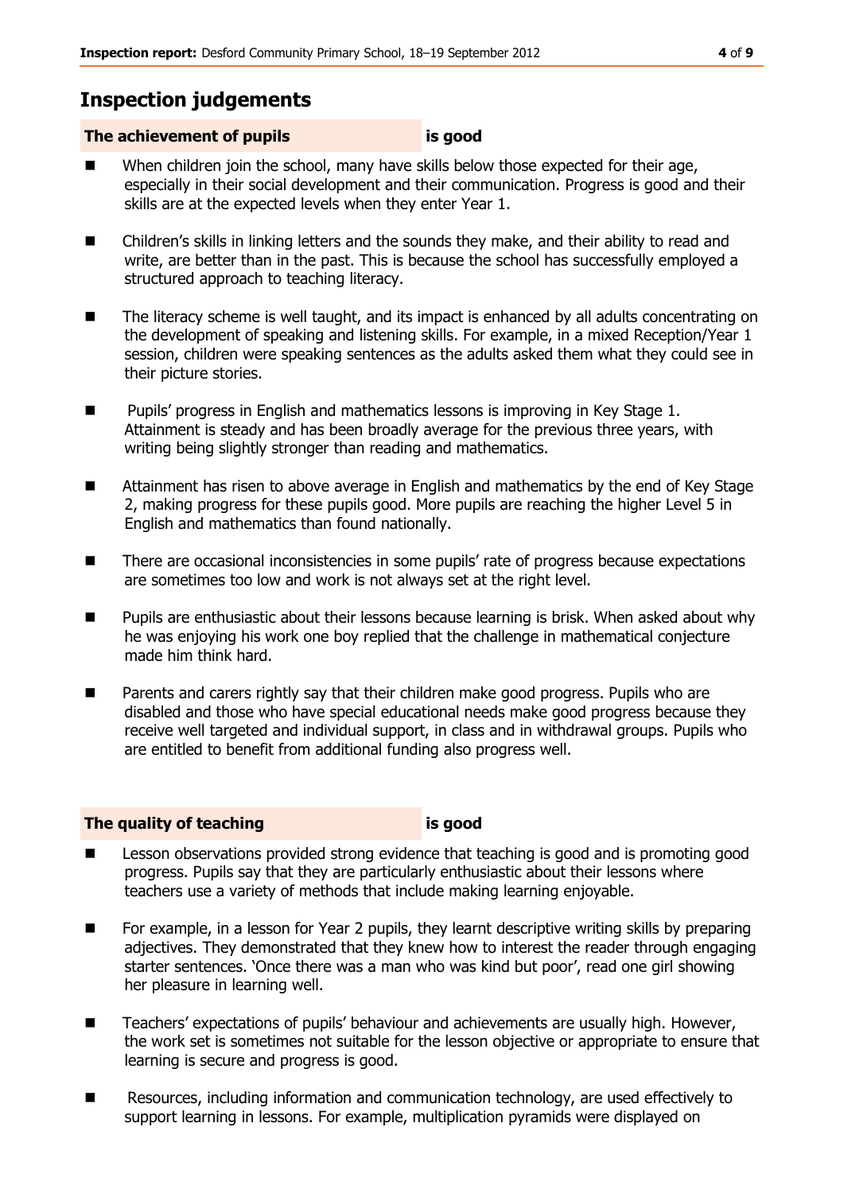## Inspection judgements

### The achievement of pupils is good

- When children join the school, many have skills below those expected for their age, especially in their social development and their communication. Progress is good and their skills are at the expected levels when they enter Year 1.
- Children's skills in linking letters and the sounds they make, and their ability to read and write, are better than in the past. This is because the school has successfully employed a structured approach to teaching literacy.
- The literacy scheme is well taught, and its impact is enhanced by all adults concentrating on the development of speaking and listening skills. For example, in a mixed Reception/Year 1 session, children were speaking sentences as the adults asked them what they could see in their picture stories.
- Pupils' progress in English and mathematics lessons is improving in Key Stage 1. Attainment is steady and has been broadly average for the previous three years, with writing being slightly stronger than reading and mathematics.
- Attainment has risen to above average in English and mathematics by the end of Key Stage 2, making progress for these pupils good. More pupils are reaching the higher Level 5 in English and mathematics than found nationally.
- There are occasional inconsistencies in some pupils' rate of progress because expectations are sometimes too low and work is not always set at the right level.
- Pupils are enthusiastic about their lessons because learning is brisk. When asked about why he was enjoying his work one boy replied that the challenge in mathematical conjecture made him think hard.
- Parents and carers rightly say that their children make good progress. Pupils who are disabled and those who have special educational needs make good progress because they receive well targeted and individual support, in class and in withdrawal groups. Pupils who are entitled to benefit from additional funding also progress well.

### The quality of teaching is good

- Lesson observations provided strong evidence that teaching is good and is promoting good progress. Pupils say that they are particularly enthusiastic about their lessons where teachers use a variety of methods that include making learning enjoyable.
- For example, in a lesson for Year 2 pupils, they learnt descriptive writing skills by preparing adjectives. They demonstrated that they knew how to interest the reader through engaging starter sentences. 'Once there was a man who was kind but poor', read one girl showing her pleasure in learning well.
- Teachers' expectations of pupils' behaviour and achievements are usually high. However, the work set is sometimes not suitable for the lesson objective or appropriate to ensure that learning is secure and progress is good.
- Resources, including information and communication technology, are used effectively to support learning in lessons. For example, multiplication pyramids were displayed on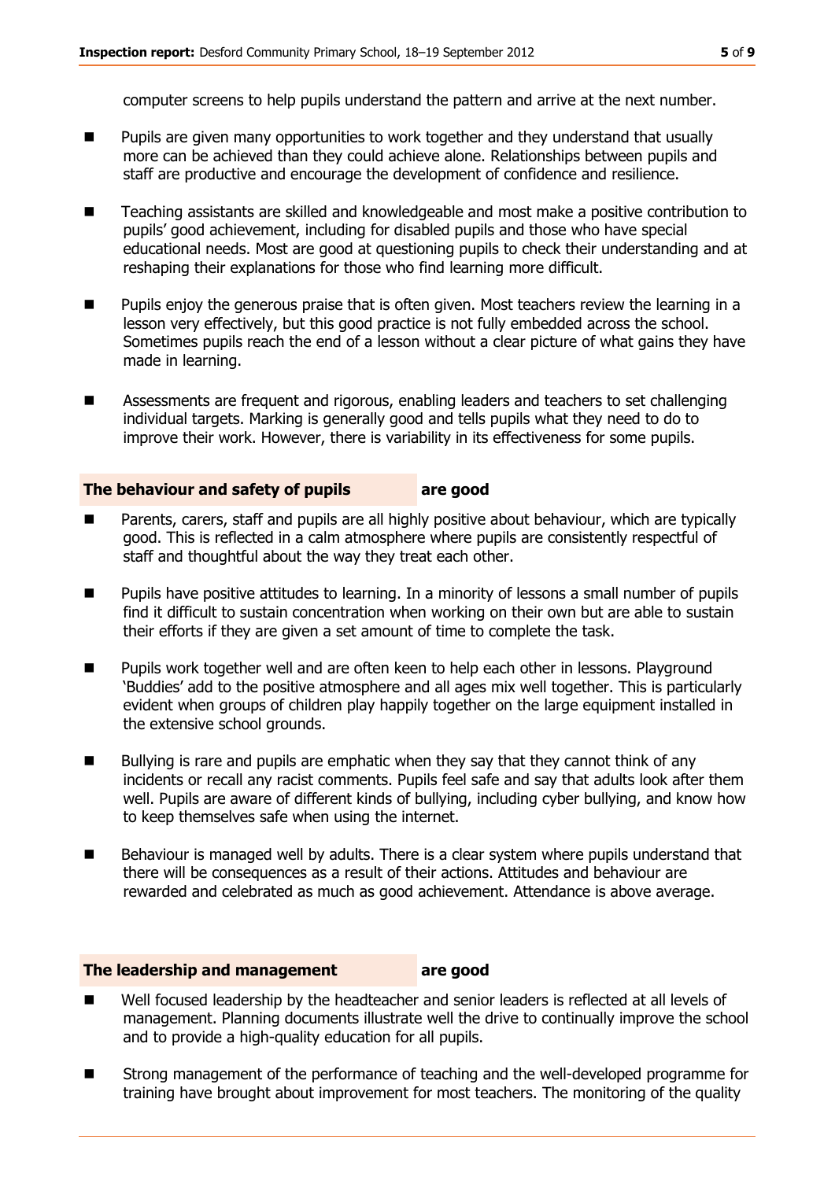computer screens to help pupils understand the pattern and arrive at the next number.

- Pupils are given many opportunities to work together and they understand that usually more can be achieved than they could achieve alone. Relationships between pupils and staff are productive and encourage the development of confidence and resilience.
- Teaching assistants are skilled and knowledgeable and most make a positive contribution to pupils' good achievement, including for disabled pupils and those who have special educational needs. Most are good at questioning pupils to check their understanding and at reshaping their explanations for those who find learning more difficult.
- Pupils enjoy the generous praise that is often given. Most teachers review the learning in a lesson very effectively, but this good practice is not fully embedded across the school. Sometimes pupils reach the end of a lesson without a clear picture of what gains they have made in learning.
- Assessments are frequent and rigorous, enabling leaders and teachers to set challenging individual targets. Marking is generally good and tells pupils what they need to do to improve their work. However, there is variability in its effectiveness for some pupils.

## The behaviour and safety of pupils are good

- Parents, carers, staff and pupils are all highly positive about behaviour, which are typically good. This is reflected in a calm atmosphere where pupils are consistently respectful of staff and thoughtful about the way they treat each other.
- Pupils have positive attitudes to learning. In a minority of lessons a small number of pupils find it difficult to sustain concentration when working on their own but are able to sustain their efforts if they are given a set amount of time to complete the task.
- Pupils work together well and are often keen to help each other in lessons. Playground 'Buddies' add to the positive atmosphere and all ages mix well together. This is particularly evident when groups of children play happily together on the large equipment installed in the extensive school grounds.
- Bullying is rare and pupils are emphatic when they say that they cannot think of any incidents or recall any racist comments. Pupils feel safe and say that adults look after them well. Pupils are aware of different kinds of bullying, including cyber bullying, and know how to keep themselves safe when using the internet.
- Behaviour is managed well by adults. There is a clear system where pupils understand that there will be consequences as a result of their actions. Attitudes and behaviour are rewarded and celebrated as much as good achievement. Attendance is above average.

## The leadership and management are good

- Well focused leadership by the headteacher and senior leaders is reflected at all levels of management. Planning documents illustrate well the drive to continually improve the school and to provide a high-quality education for all pupils.
- Strong management of the performance of teaching and the well-developed programme for training have brought about improvement for most teachers. The monitoring of the quality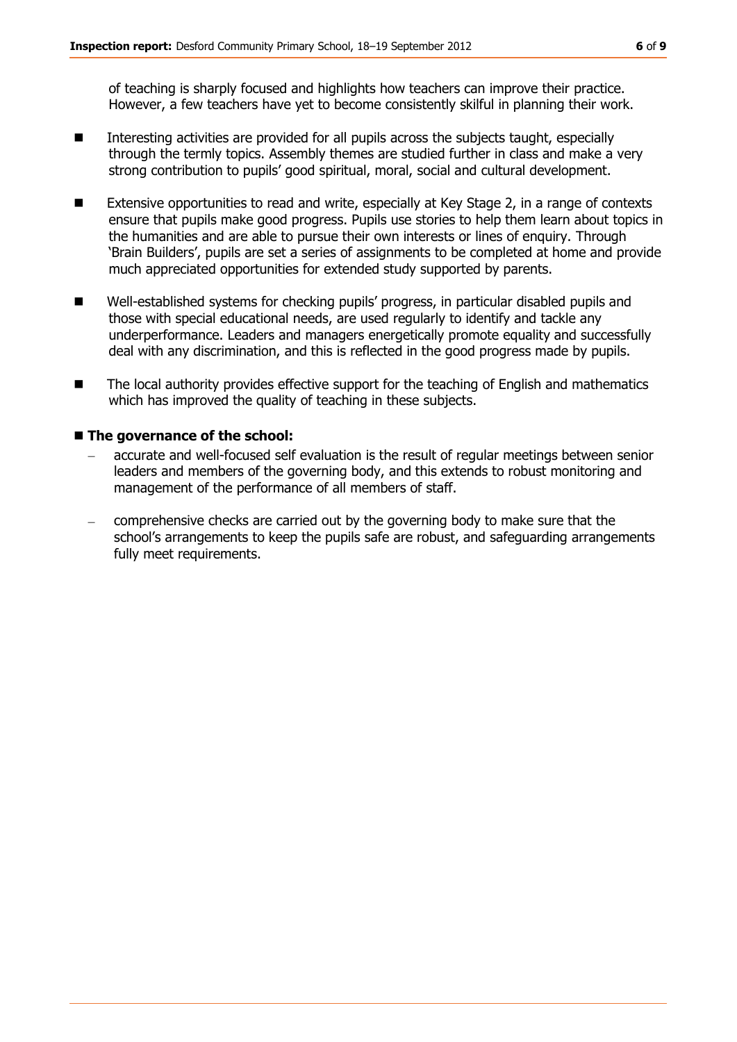of teaching is sharply focused and highlights how teachers can improve their practice. However, a few teachers have yet to become consistently skilful in planning their work.

- Interesting activities are provided for all pupils across the subjects taught, especially through the termly topics. Assembly themes are studied further in class and make a very strong contribution to pupils' good spiritual, moral, social and cultural development.
- Extensive opportunities to read and write, especially at Key Stage 2, in a range of contexts ensure that pupils make good progress. Pupils use stories to help them learn about topics in the humanities and are able to pursue their own interests or lines of enquiry. Through 'Brain Builders', pupils are set a series of assignments to be completed at home and provide much appreciated opportunities for extended study supported by parents.
- Well-established systems for checking pupils' progress, in particular disabled pupils and those with special educational needs, are used regularly to identify and tackle any underperformance. Leaders and managers energetically promote equality and successfully deal with any discrimination, and this is reflected in the good progress made by pupils.
- The local authority provides effective support for the teaching of English and mathematics which has improved the quality of teaching in these subjects.

**The governance of the school:**

- accurate and well-focused self evaluation is the result of regular meetings between senior leaders and members of the governing body, and this extends to robust monitoring and management of the performance of all members of staff.
- comprehensive checks are carried out by the governing body to make sure that the school's arrangements to keep the pupils safe are robust, and safeguarding arrangements fully meet requirements.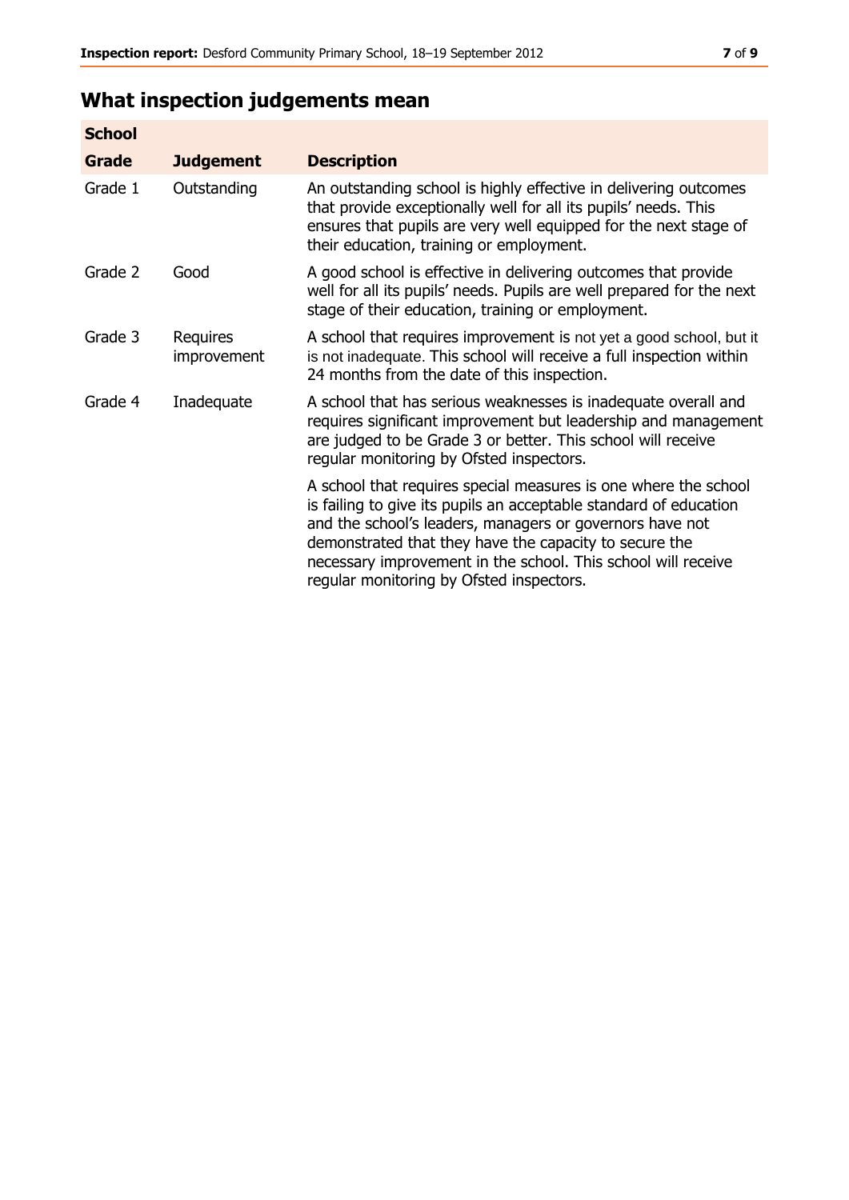## What inspection judgements mean

| School Grade | Judgement | Description |
|---|---|---|
| Grade 1 | Outstanding | An outstanding school is highly effective in delivering outcomes that provide exceptionally well for all its pupils' needs. This ensures that pupils are very well equipped for the next stage of their education, training or employment. |
| Grade 2 | Good | A good school is effective in delivering outcomes that provide well for all its pupils' needs. Pupils are well prepared for the next stage of their education, training or employment. |
| Grade 3 | Requires improvement | A school that requires improvement is not yet a good school, but it is not inadequate. This school will receive a full inspection within 24 months from the date of this inspection. |
| Grade 4 | Inadequate | A school that has serious weaknesses is inadequate overall and requires significant improvement but leadership and management are judged to be Grade 3 or better. This school will receive regular monitoring by Ofsted inspectors. |
| | | A school that requires special measures is one where the school is failing to give its pupils an acceptable standard of education and the school's leaders, managers or governors have not demonstrated that they have the capacity to secure the necessary improvement in the school. This school will receive regular monitoring by Ofsted inspectors. |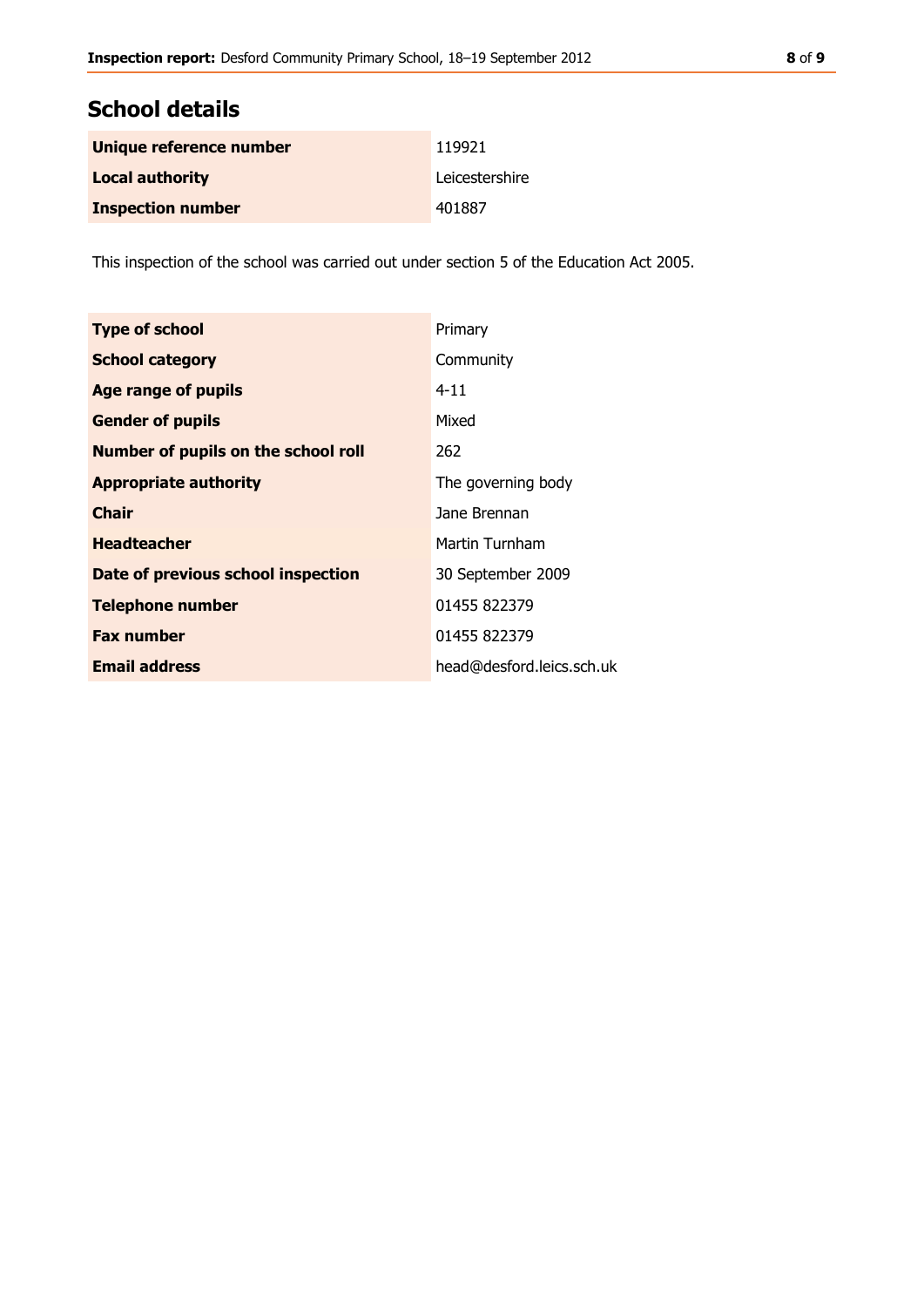## School details

| | |
|---|---|
| **Unique reference number** | 119921 |
| **Local authority** | Leicestershire |
| **Inspection number** | 401887 |

This inspection of the school was carried out under section 5 of the Education Act 2005.

| | |
|---|---|
| **Type of school** | Primary |
| **School category** | Community |
| **Age range of pupils** | 4-11 |
| **Gender of pupils** | Mixed |
| **Number of pupils on the school roll** | 262 |
| **Appropriate authority** | The governing body |
| **Chair** | Jane Brennan |
| **Headteacher** | Martin Turnham |
| **Date of previous school inspection** | 30 September 2009 |
| **Telephone number** | 01455 822379 |
| **Fax number** | 01455 822379 |
| **Email address** | head@desford.leics.sch.uk |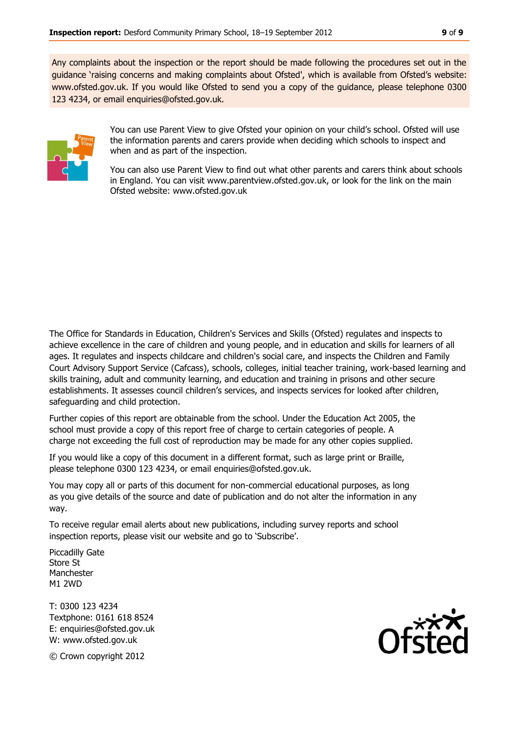Any complaints about the inspection or the report should be made following the procedures set out in the guidance 'raising concerns and making complaints about Ofsted', which is available from Ofsted's website: www.ofsted.gov.uk. If you would like Ofsted to send you a copy of the guidance, please telephone 0300 123 4234, or email enquiries@ofsted.gov.uk.

You can use Parent View to give Ofsted your opinion on your child's school. Ofsted will use the information parents and carers provide when deciding which schools to inspect and when and as part of the inspection.

You can also use Parent View to find out what other parents and carers think about schools in England. You can visit www.parentview.ofsted.gov.uk, or look for the link on the main Ofsted website: www.ofsted.gov.uk

The Office for Standards in Education, Children's Services and Skills (Ofsted) regulates and inspects to achieve excellence in the care of children and young people, and in education and skills for learners of all ages. It regulates and inspects childcare and children's social care, and inspects the Children and Family Court Advisory Support Service (Cafcass), schools, colleges, initial teacher training, work-based learning and skills training, adult and community learning, and education and training in prisons and other secure establishments. It assesses council children's services, and inspects services for looked after children, safeguarding and child protection.

Further copies of this report are obtainable from the school. Under the Education Act 2005, the school must provide a copy of this report free of charge to certain categories of people. A charge not exceeding the full cost of reproduction may be made for any other copies supplied.

If you would like a copy of this document in a different format, such as large print or Braille, please telephone 0300 123 4234, or email enquiries@ofsted.gov.uk.

You may copy all or parts of this document for non-commercial educational purposes, as long as you give details of the source and date of publication and do not alter the information in any way.

To receive regular email alerts about new publications, including survey reports and school inspection reports, please visit our website and go to 'Subscribe'.

Piccadilly Gate
Store St
Manchester
M1 2WD

T: 0300 123 4234
Textphone: 0161 618 8524
E: enquiries@ofsted.gov.uk
W: www.ofsted.gov.uk

© Crown copyright 2012